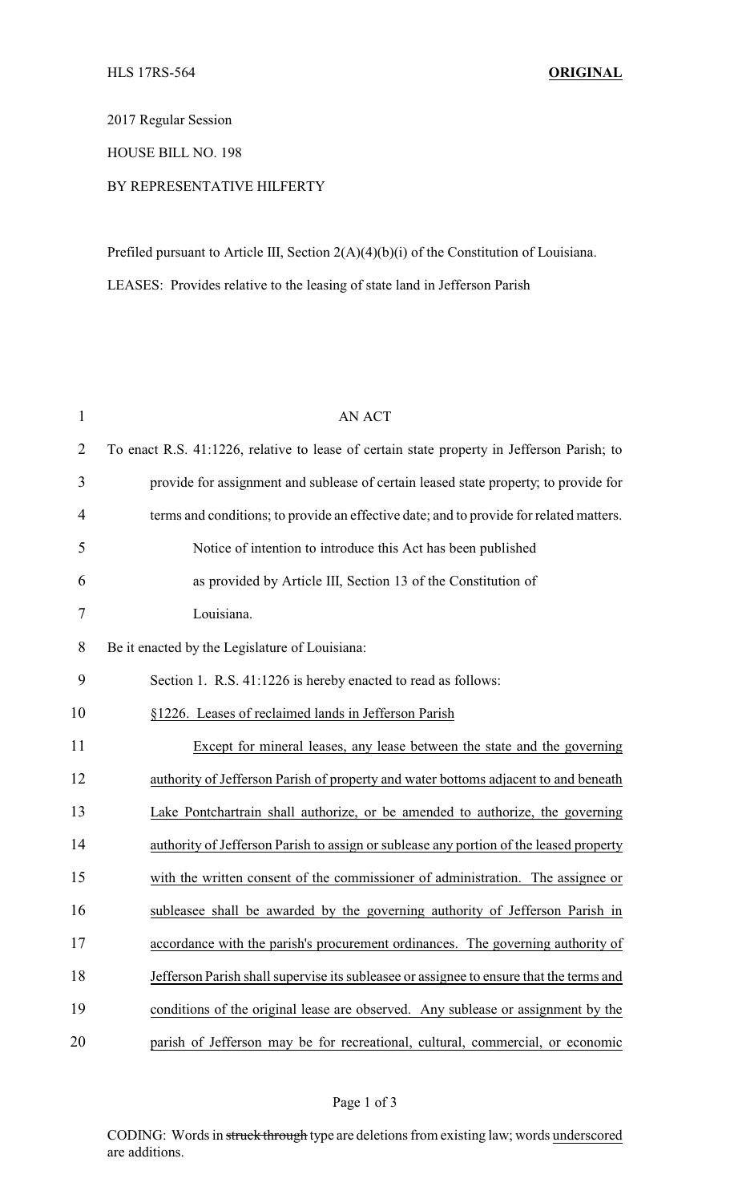HLS 17RS-564 **ORIGINAL**

2017 Regular Session

HOUSE BILL NO. 198

BY REPRESENTATIVE HILFERTY

Prefiled pursuant to Article III, Section 2(A)(4)(b)(i) of the Constitution of Louisiana.

LEASES: Provides relative to the leasing of state land in Jefferson Parish

AN ACT

To enact R.S. 41:1226, relative to lease of certain state property in Jefferson Parish; to provide for assignment and sublease of certain leased state property; to provide for terms and conditions; to provide an effective date; and to provide for related matters.

Notice of intention to introduce this Act has been published as provided by Article III, Section 13 of the Constitution of Louisiana.

Be it enacted by the Legislature of Louisiana:

Section 1. R.S. 41:1226 is hereby enacted to read as follows:

§1226. Leases of reclaimed lands in Jefferson Parish

Except for mineral leases, any lease between the state and the governing authority of Jefferson Parish of property and water bottoms adjacent to and beneath Lake Pontchartrain shall authorize, or be amended to authorize, the governing authority of Jefferson Parish to assign or sublease any portion of the leased property with the written consent of the commissioner of administration. The assignee or subleasee shall be awarded by the governing authority of Jefferson Parish in accordance with the parish's procurement ordinances. The governing authority of Jefferson Parish shall supervise its subleasee or assignee to ensure that the terms and conditions of the original lease are observed. Any sublease or assignment by the parish of Jefferson may be for recreational, cultural, commercial, or economic

CODING: Words in ~~struck through~~ type are deletions from existing law; words underscored are additions.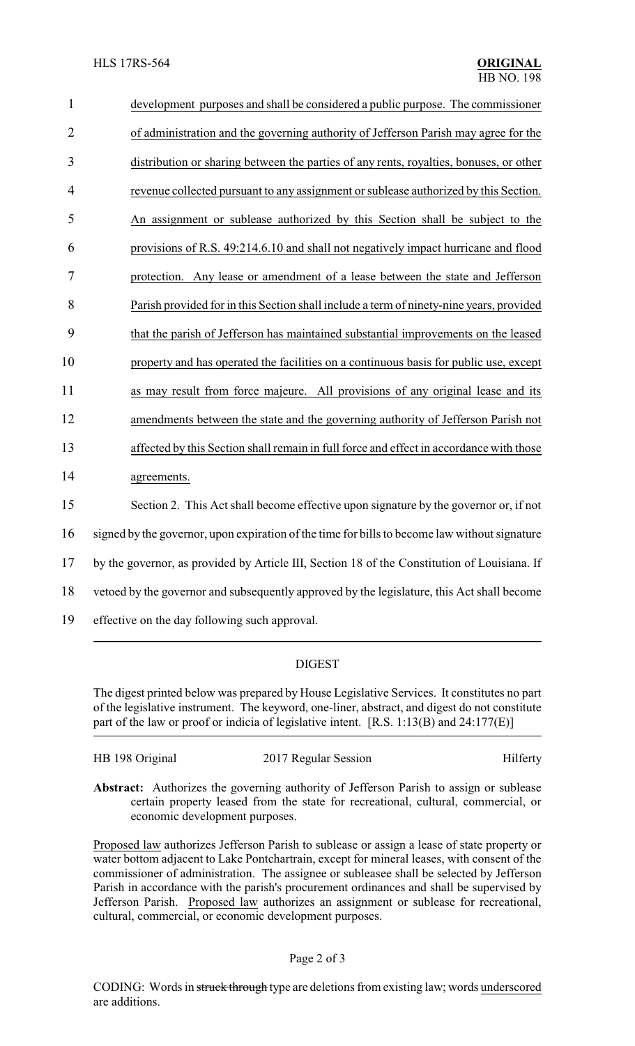development purposes and shall be considered a public purpose. The commissioner of administration and the governing authority of Jefferson Parish may agree for the distribution or sharing between the parties of any rents, royalties, bonuses, or other revenue collected pursuant to any assignment or sublease authorized by this Section. An assignment or sublease authorized by this Section shall be subject to the provisions of R.S. 49:214.6.10 and shall not negatively impact hurricane and flood protection. Any lease or amendment of a lease between the state and Jefferson Parish provided for in this Section shall include a term of ninety-nine years, provided that the parish of Jefferson has maintained substantial improvements on the leased property and has operated the facilities on a continuous basis for public use, except as may result from force majeure. All provisions of any original lease and its amendments between the state and the governing authority of Jefferson Parish not affected by this Section shall remain in full force and effect in accordance with those agreements.

Section 2. This Act shall become effective upon signature by the governor or, if not signed by the governor, upon expiration of the time for bills to become law without signature by the governor, as provided by Article III, Section 18 of the Constitution of Louisiana. If vetoed by the governor and subsequently approved by the legislature, this Act shall become effective on the day following such approval.

## DIGEST

The digest printed below was prepared by House Legislative Services. It constitutes no part of the legislative instrument. The keyword, one-liner, abstract, and digest do not constitute part of the law or proof or indicia of legislative intent. [R.S. 1:13(B) and 24:177(E)]

HB 198 Original — 2017 Regular Session — Hilferty

**Abstract:** Authorizes the governing authority of Jefferson Parish to assign or sublease certain property leased from the state for recreational, cultural, commercial, or economic development purposes.

Proposed law authorizes Jefferson Parish to sublease or assign a lease of state property or water bottom adjacent to Lake Pontchartrain, except for mineral leases, with consent of the commissioner of administration. The assignee or sublessee shall be selected by Jefferson Parish in accordance with the parish's procurement ordinances and shall be supervised by Jefferson Parish. Proposed law authorizes an assignment or sublease for recreational, cultural, commercial, or economic development purposes.

CODING: Words in struck through type are deletions from existing law; words underscored are additions.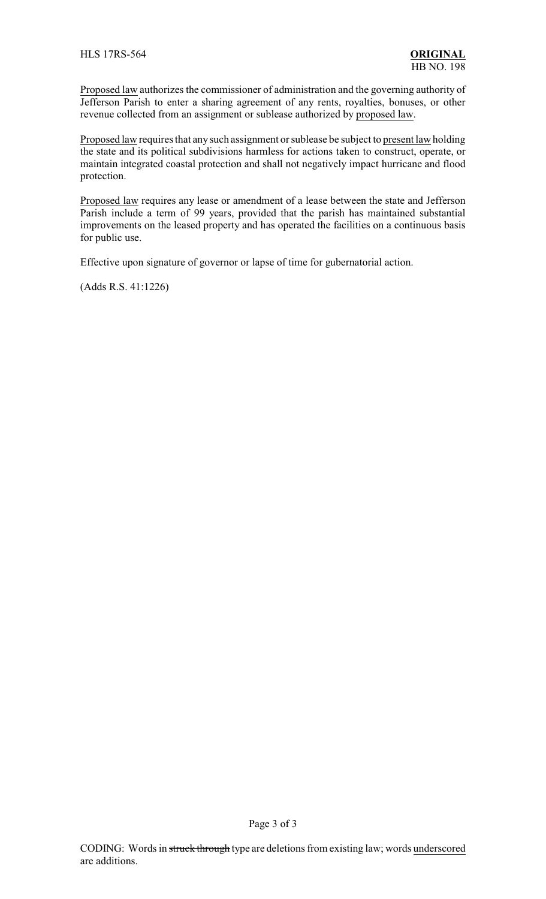Proposed law authorizes the commissioner of administration and the governing authority of Jefferson Parish to enter a sharing agreement of any rents, royalties, bonuses, or other revenue collected from an assignment or sublease authorized by proposed law.

Proposed law requires that any such assignment or sublease be subject to present law holding the state and its political subdivisions harmless for actions taken to construct, operate, or maintain integrated coastal protection and shall not negatively impact hurricane and flood protection.

Proposed law requires any lease or amendment of a lease between the state and Jefferson Parish include a term of 99 years, provided that the parish has maintained substantial improvements on the leased property and has operated the facilities on a continuous basis for public use.

Effective upon signature of governor or lapse of time for gubernatorial action.

(Adds R.S. 41:1226)